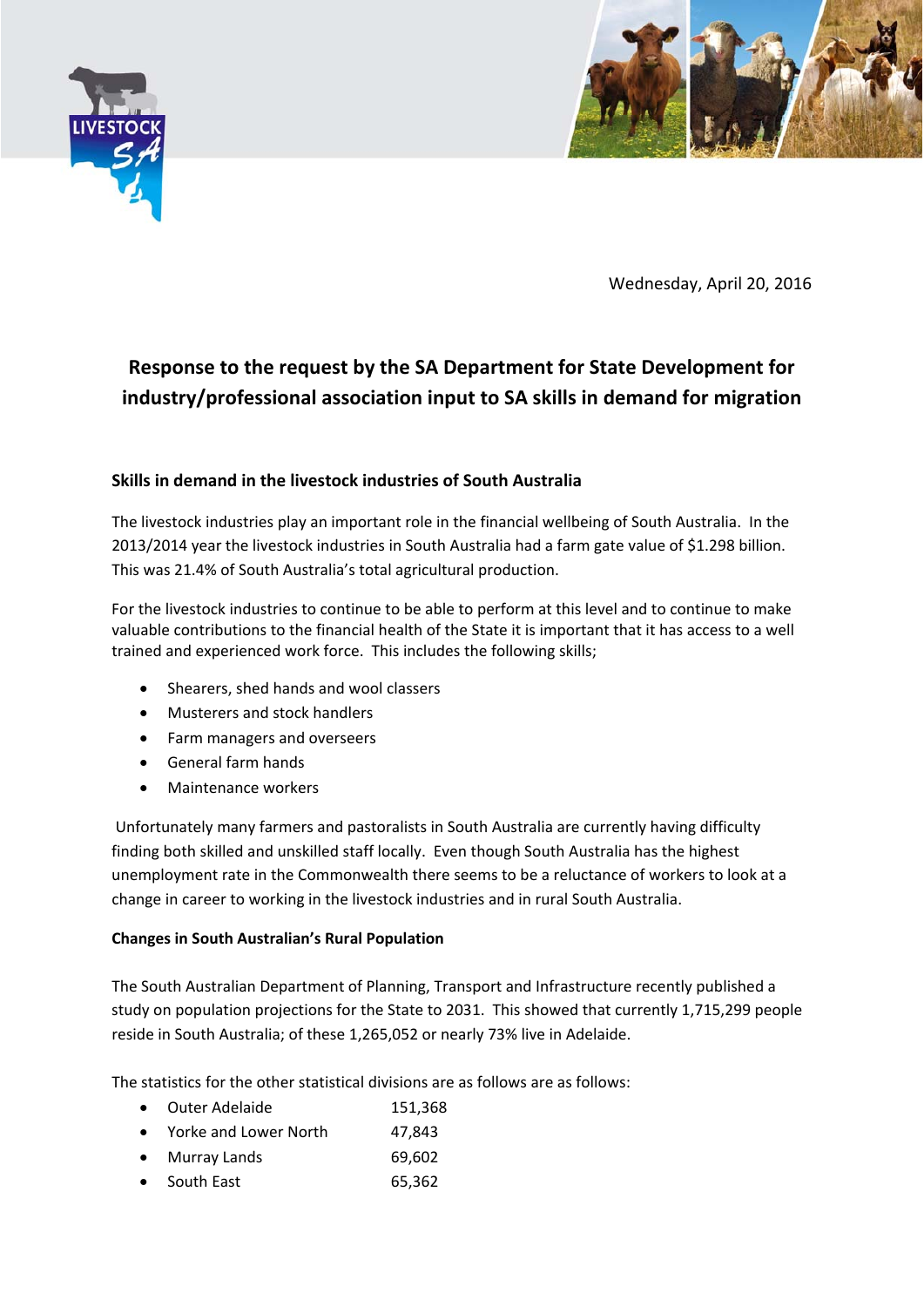Wednesday, April 20, 2016

# Response to the request by the SA Department for State Development for industry/professional association input to SA skills in demand for migration

### Skills in demand in the livestock industries of South Australia

The livestock industries play an important role in the financial wellbeing of South Australia. In the 2013/2014 year the livestock industries in South Australia had a farm gate value of $1.298 billion. This was 21.4% of South Australia's total agricultural production.

For the livestock industries to continue to be able to perform at this level and to continue to make valuable contributions to the financial health of the State it is important that it has access to a well trained and experienced work force. This includes the following skills;

- Shearers, shed hands and wool classers
- Musterers and stock handlers
- Farm managers and overseers
- General farm hands
- Maintenance workers

Unfortunately many farmers and pastoralists in South Australia are currently having difficulty finding both skilled and unskilled staff locally. Even though South Australia has the highest unemployment rate in the Commonwealth there seems to be a reluctance of workers to look at a change in career to working in the livestock industries and in rural South Australia.

**Changes in South Australian's Rural Population**

The South Australian Department of Planning, Transport and Infrastructure recently published a study on population projections for the State to 2031. This showed that currently 1,715,299 people reside in South Australia; of these 1,265,052 or nearly 73% live in Adelaide.

The statistics for the other statistical divisions are as follows are as follows:

- Outer Adelaide 151,368
- Yorke and Lower North 47,843
- Murray Lands 69,602
- South East 65,362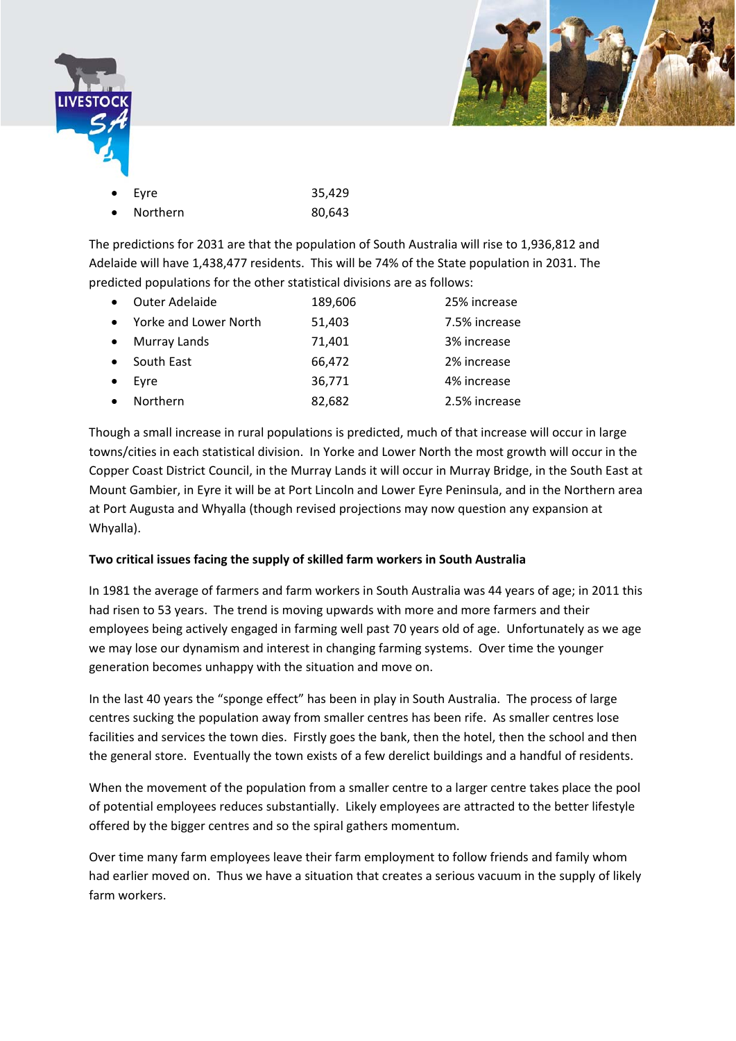- Eyre 35,429
- Northern 80,643

The predictions for 2031 are that the population of South Australia will rise to 1,936,812 and Adelaide will have 1,438,477 residents. This will be 74% of the State population in 2031. The predicted populations for the other statistical divisions are as follows:

- Outer Adelaide 189,606 25% increase
- Yorke and Lower North 51,403 7.5% increase
- Murray Lands 71,401 3% increase
- South East 66,472 2% increase
- Eyre 36,771 4% increase
- Northern 82,682 2.5% increase

Though a small increase in rural populations is predicted, much of that increase will occur in large towns/cities in each statistical division. In Yorke and Lower North the most growth will occur in the Copper Coast District Council, in the Murray Lands it will occur in Murray Bridge, in the South East at Mount Gambier, in Eyre it will be at Port Lincoln and Lower Eyre Peninsula, and in the Northern area at Port Augusta and Whyalla (though revised projections may now question any expansion at Whyalla).

**Two critical issues facing the supply of skilled farm workers in South Australia**

In 1981 the average of farmers and farm workers in South Australia was 44 years of age; in 2011 this had risen to 53 years. The trend is moving upwards with more and more farmers and their employees being actively engaged in farming well past 70 years old of age. Unfortunately as we age we may lose our dynamism and interest in changing farming systems. Over time the younger generation becomes unhappy with the situation and move on.

In the last 40 years the "sponge effect" has been in play in South Australia. The process of large centres sucking the population away from smaller centres has been rife. As smaller centres lose facilities and services the town dies. Firstly goes the bank, then the hotel, then the school and then the general store. Eventually the town exists of a few derelict buildings and a handful of residents.

When the movement of the population from a smaller centre to a larger centre takes place the pool of potential employees reduces substantially. Likely employees are attracted to the better lifestyle offered by the bigger centres and so the spiral gathers momentum.

Over time many farm employees leave their farm employment to follow friends and family whom had earlier moved on. Thus we have a situation that creates a serious vacuum in the supply of likely farm workers.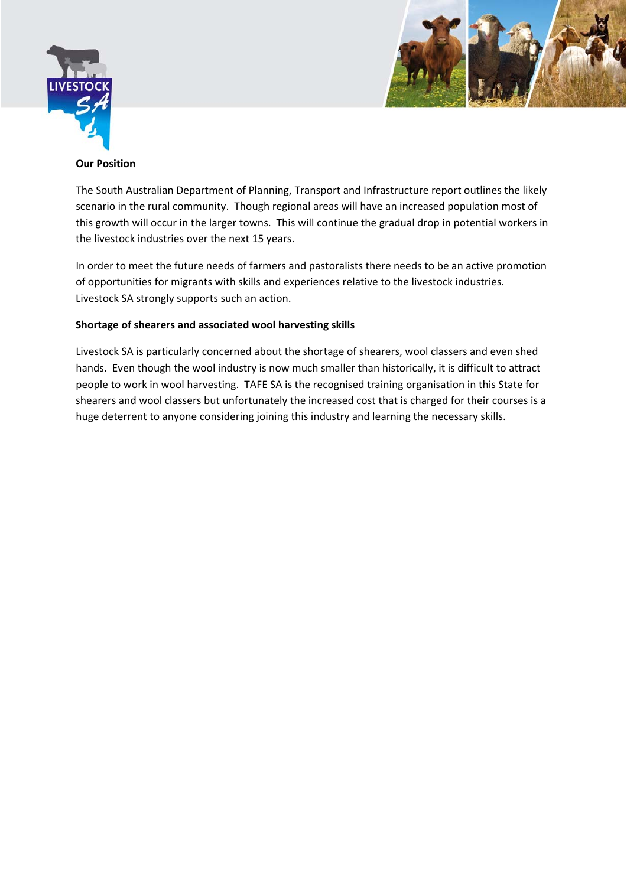**Our Position**

The South Australian Department of Planning, Transport and Infrastructure report outlines the likely scenario in the rural community. Though regional areas will have an increased population most of this growth will occur in the larger towns. This will continue the gradual drop in potential workers in the livestock industries over the next 15 years.

In order to meet the future needs of farmers and pastoralists there needs to be an active promotion of opportunities for migrants with skills and experiences relative to the livestock industries. Livestock SA strongly supports such an action.

**Shortage of shearers and associated wool harvesting skills**

Livestock SA is particularly concerned about the shortage of shearers, wool classers and even shed hands. Even though the wool industry is now much smaller than historically, it is difficult to attract people to work in wool harvesting. TAFE SA is the recognised training organisation in this State for shearers and wool classers but unfortunately the increased cost that is charged for their courses is a huge deterrent to anyone considering joining this industry and learning the necessary skills.